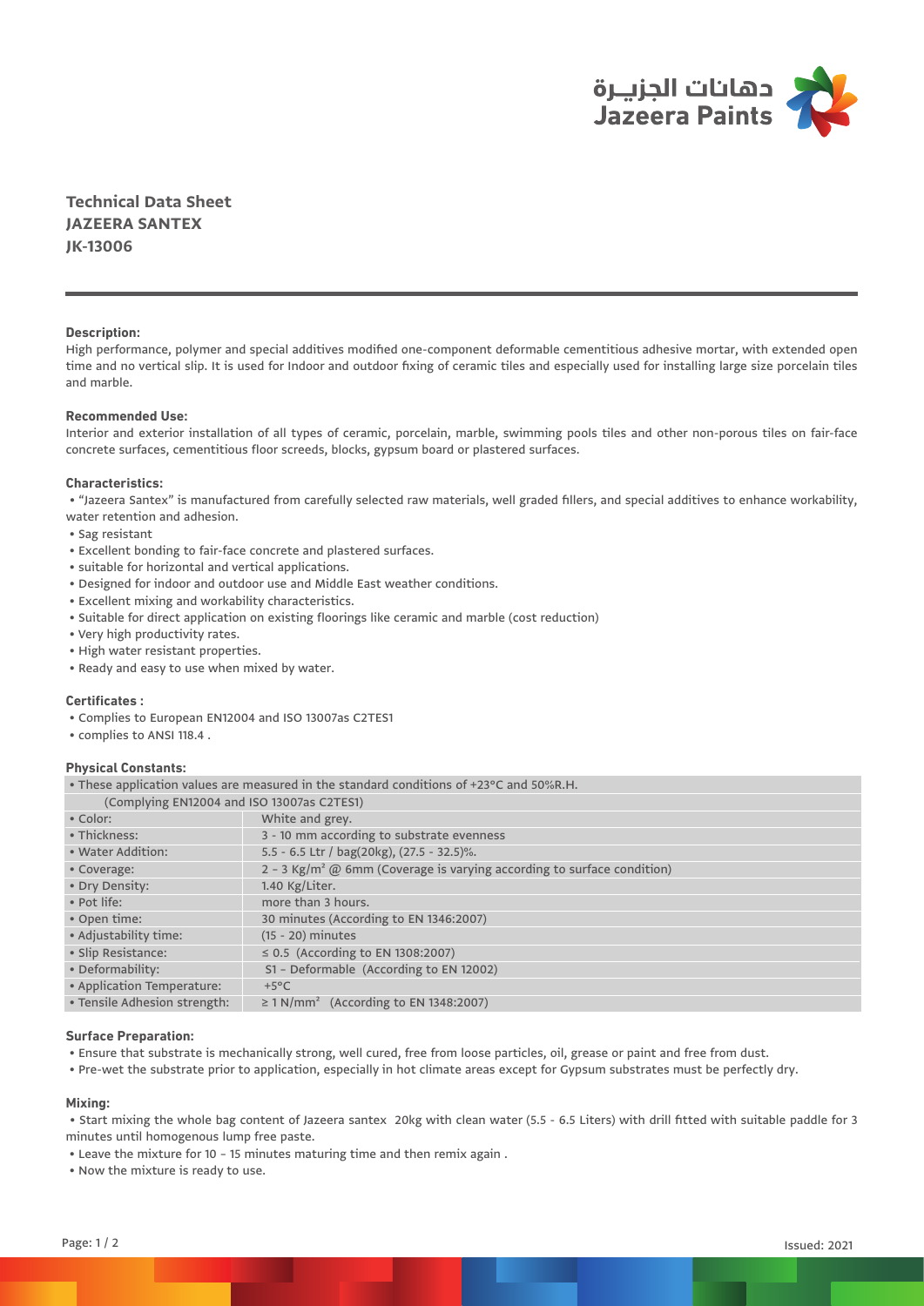دهانات الجزيـرة
Jazeera Paints

# Technical Data Sheet
# JAZEERA SANTEX
# JK-13006

### Description:

High performance, polymer and special additives modified one-component deformable cementitious adhesive mortar, with extended open time and no vertical slip. It is used for Indoor and outdoor fixing of ceramic tiles and especially used for installing large size porcelain tiles and marble.

### Recommended Use:

Interior and exterior installation of all types of ceramic, porcelain, marble, swimming pools tiles and other non-porous tiles on fair-face concrete surfaces, cementitious floor screeds, blocks, gypsum board or plastered surfaces.

### Characteristics:

- "Jazeera Santex" is manufactured from carefully selected raw materials, well graded fillers, and special additives to enhance workability, water retention and adhesion.
- Sag resistant
- Excellent bonding to fair-face concrete and plastered surfaces.
- suitable for horizontal and vertical applications.
- Designed for indoor and outdoor use and Middle East weather conditions.
- Excellent mixing and workability characteristics.
- Suitable for direct application on existing floorings like ceramic and marble (cost reduction)
- Very high productivity rates.
- High water resistant properties.
- Ready and easy to use when mixed by water.

### Certificates :

- Complies to European EN12004 and ISO 13007as C2TES1
- complies to ANSI 118.4 .

### Physical Constants:

| • These application values are measured in the standard conditions of +23°C and 50%R.H. | |
|---|---|
| (Complying EN12004 and ISO 13007as C2TES1) | |
| • Color: | White and grey. |
| • Thickness: | 3 - 10 mm according to substrate evenness |
| • Water Addition: | 5.5 - 6.5 Ltr / bag(20kg), (27.5 - 32.5)%. |
| • Coverage: | 2 – 3 Kg/m² @ 6mm (Coverage is varying according to surface condition) |
| • Dry Density: | 1.40 Kg/Liter. |
| • Pot life: | more than 3 hours. |
| • Open time: | 30 minutes (According to EN 1346:2007) |
| • Adjustability time: | (15 - 20) minutes |
| • Slip Resistance: | ≤ 0.5 (According to EN 1308:2007) |
| • Deformability: | S1 – Deformable (According to EN 12002) |
| • Application Temperature: | +5°C |
| • Tensile Adhesion strength: | ≥ 1 N/mm² (According to EN 1348:2007) |

### Surface Preparation:

- Ensure that substrate is mechanically strong, well cured, free from loose particles, oil, grease or paint and free from dust.
- Pre-wet the substrate prior to application, especially in hot climate areas except for Gypsum substrates must be perfectly dry.

### Mixing:

- Start mixing the whole bag content of Jazeera santex 20kg with clean water (5.5 - 6.5 Liters) with drill fitted with suitable paddle for 3 minutes until homogenous lump free paste.
- Leave the mixture for 10 – 15 minutes maturing time and then remix again .
- Now the mixture is ready to use.

Issued: 2021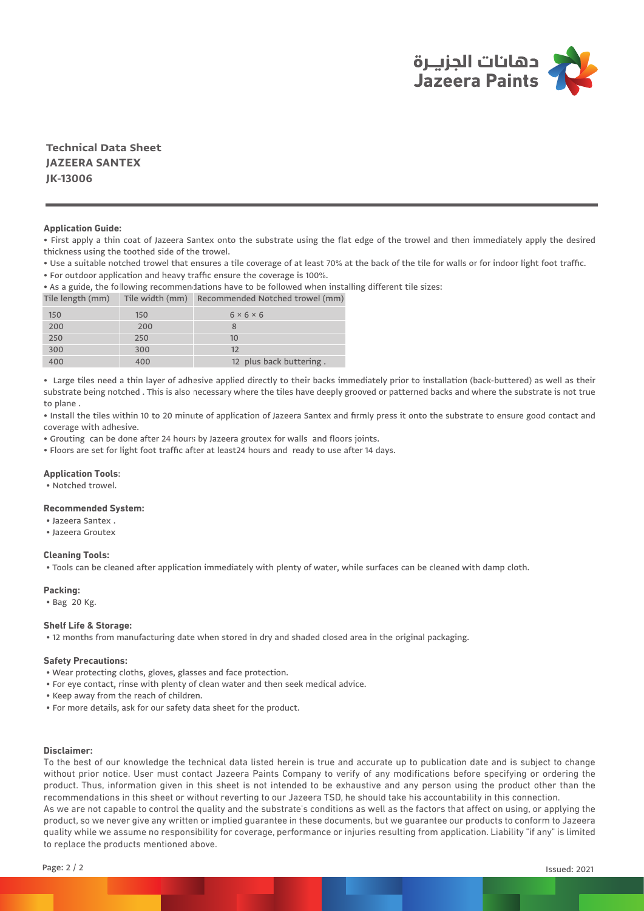دهانات الجزيـرة
Jazeera Paints

**Technical Data Sheet**
**JAZEERA SANTEX**
**JK-13006**

**Application Guide:**

• First apply a thin coat of Jazeera Santex onto the substrate using the flat edge of the trowel and then immediately apply the desired thickness using the toothed side of the trowel.

• Use a suitable notched trowel that ensures a tile coverage of at least 70% at the back of the tile for walls or for indoor light foot traffic.

• For outdoor application and heavy traffic ensure the coverage is 100%.

• As a guide, the following recommendations have to be followed when installing different tile sizes:

| Tile length (mm) | Tile width (mm) | Recommended Notched trowel (mm) |
|---|---|---|
| 150 | 150 | 6 × 6 × 6 |
| 200 | 200 | 8 |
| 250 | 250 | 10 |
| 300 | 300 | 12 |
| 400 | 400 | 12 plus back buttering . |

• Large tiles need a thin layer of adhesive applied directly to their backs immediately prior to installation (back-buttered) as well as their substrate being notched . This is also necessary where the tiles have deeply grooved or patterned backs and where the substrate is not true to plane .

• Install the tiles within 10 to 20 minute of application of Jazeera Santex and firmly press it onto the substrate to ensure good contact and coverage with adhesive.

• Grouting can be done after 24 hours by Jazeera groutex for walls and floors joints.

• Floors are set for light foot traffic after at least24 hours and ready to use after 14 days.

**Application Tools**:

• Notched trowel.

**Recommended System:**

• Jazeera Santex .
• Jazeera Groutex

**Cleaning Tools:**

• Tools can be cleaned after application immediately with plenty of water, while surfaces can be cleaned with damp cloth.

**Packing:**

• Bag 20 Kg.

**Shelf Life & Storage:**

• 12 months from manufacturing date when stored in dry and shaded closed area in the original packaging.

**Safety Precautions:**

• Wear protecting cloths, gloves, glasses and face protection.
• For eye contact, rinse with plenty of clean water and then seek medical advice.
• Keep away from the reach of children.
• For more details, ask for our safety data sheet for the product.

**Disclaimer:**

To the best of our knowledge the technical data listed herein is true and accurate up to publication date and is subject to change without prior notice. User must contact Jazeera Paints Company to verify of any modifications before specifying or ordering the product. Thus, information given in this sheet is not intended to be exhaustive and any person using the product other than the recommendations in this sheet or without reverting to our Jazeera TSD, he should take his accountability in this connection.
As we are not capable to control the quality and the substrate's conditions as well as the factors that affect on using, or applying the product, so we never give any written or implied guarantee in these documents, but we guarantee our products to conform to Jazeera quality while we assume no responsibility for coverage, performance or injuries resulting from application. Liability "if any" is limited to replace the products mentioned above.

Issued: 2021